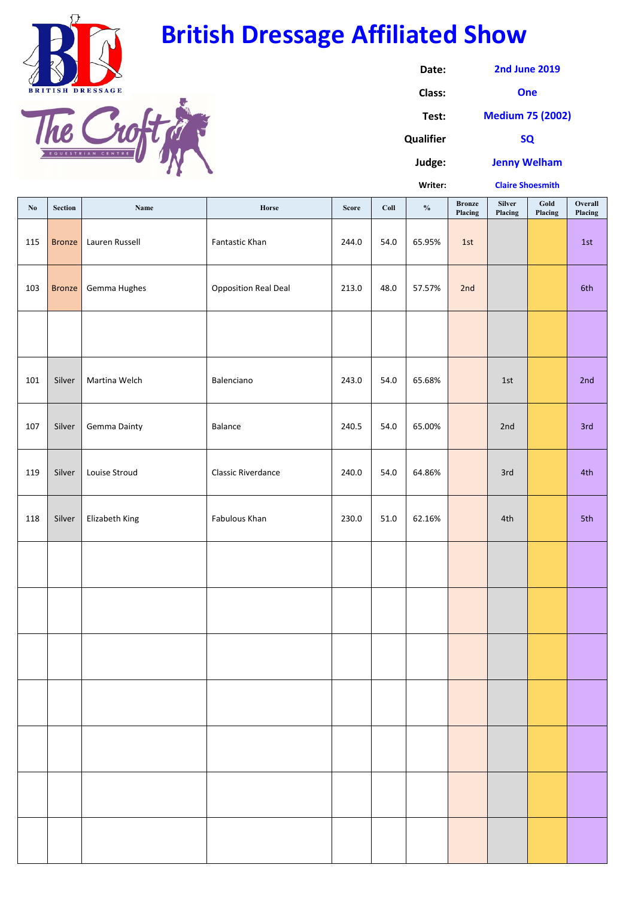# British Dressage Affiliated Show

| | |
|---|---|
| **Date:** | 2nd June 2019 |
| **Class:** | One |
| **Test:** | Medium 75 (2002) |
| **Qualifier** | SQ |
| **Judge:** | Jenny Welham |
| **Writer:** | Claire Shoesmith |

| No | Section | Name | Horse | Score | Coll | % | Bronze Placing | Silver Placing | Gold Placing | Overall Placing |
|---|---|---|---|---|---|---|---|---|---|---|
| 115 | Bronze | Lauren Russell | Fantastic Khan | 244.0 | 54.0 | 65.95% | 1st | | | 1st |
| 103 | Bronze | Gemma Hughes | Opposition Real Deal | 213.0 | 48.0 | 57.57% | 2nd | | | 6th |
| | | | | | | | | | | |
| 101 | Silver | Martina Welch | Balenciano | 243.0 | 54.0 | 65.68% | | 1st | | 2nd |
| 107 | Silver | Gemma Dainty | Balance | 240.5 | 54.0 | 65.00% | | 2nd | | 3rd |
| 119 | Silver | Louise Stroud | Classic Riverdance | 240.0 | 54.0 | 64.86% | | 3rd | | 4th |
| 118 | Silver | Elizabeth King | Fabulous Khan | 230.0 | 51.0 | 62.16% | | 4th | | 5th |
| | | | | | | | | | | |
| | | | | | | | | | | |
| | | | | | | | | | | |
| | | | | | | | | | | |
| | | | | | | | | | | |
| | | | | | | | | | | |
| | | | | | | | | | | |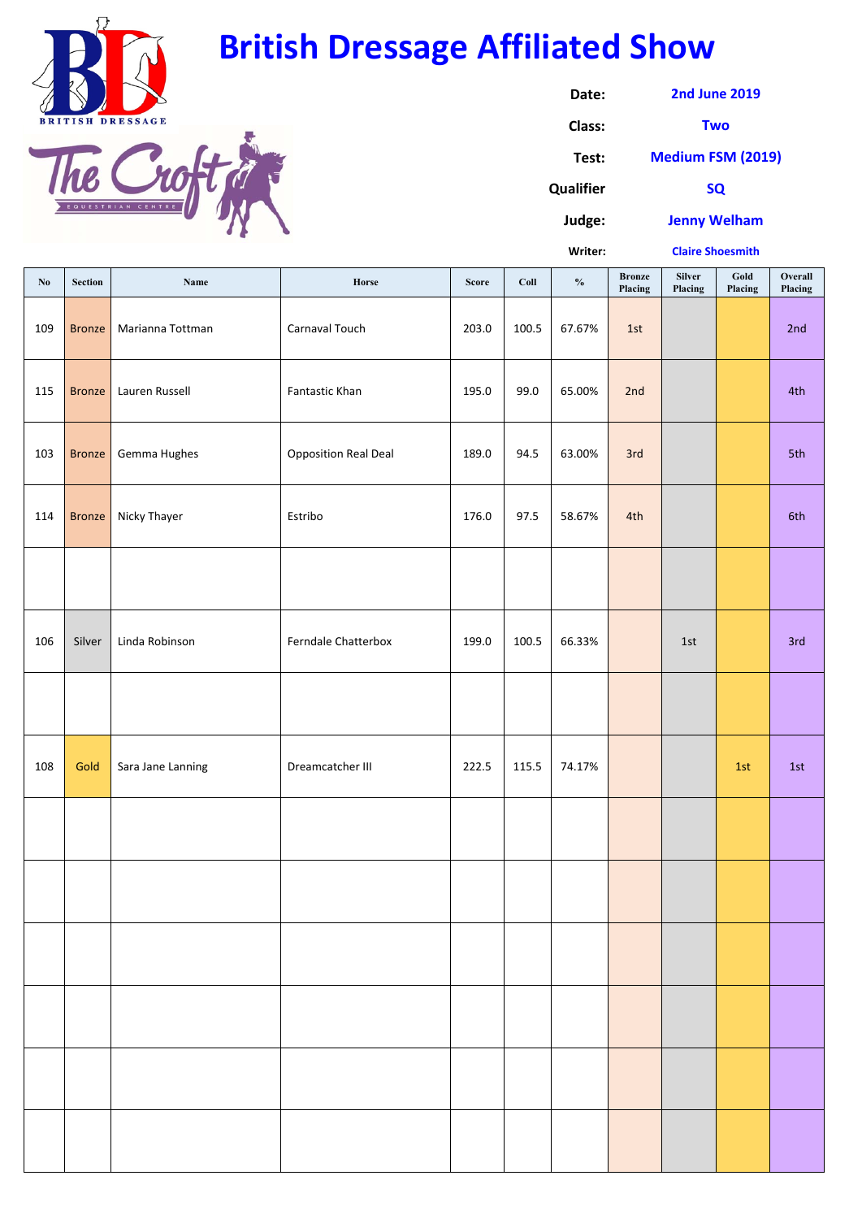# British Dressage Affiliated Show

**Date:** 2nd June 2019

**Class:** Two

**Test:** Medium FSM (2019)

**Qualifier** SQ

**Judge:** Jenny Welham

**Writer:** Claire Shoesmith

| No | Section | Name | Horse | Score | Coll | % | Bronze Placing | Silver Placing | Gold Placing | Overall Placing |
|---|---|---|---|---|---|---|---|---|---|---|
| 109 | Bronze | Marianna Tottman | Carnaval Touch | 203.0 | 100.5 | 67.67% | 1st | | | 2nd |
| 115 | Bronze | Lauren Russell | Fantastic Khan | 195.0 | 99.0 | 65.00% | 2nd | | | 4th |
| 103 | Bronze | Gemma Hughes | Opposition Real Deal | 189.0 | 94.5 | 63.00% | 3rd | | | 5th |
| 114 | Bronze | Nicky Thayer | Estribo | 176.0 | 97.5 | 58.67% | 4th | | | 6th |
| | | | | | | | | | | |
| 106 | Silver | Linda Robinson | Ferndale Chatterbox | 199.0 | 100.5 | 66.33% | | 1st | | 3rd |
| | | | | | | | | | | |
| 108 | Gold | Sara Jane Lanning | Dreamcatcher III | 222.5 | 115.5 | 74.17% | | | 1st | 1st |
| | | | | | | | | | | |
| | | | | | | | | | | |
| | | | | | | | | | | |
| | | | | | | | | | | |
| | | | | | | | | | | |
| | | | | | | | | | | |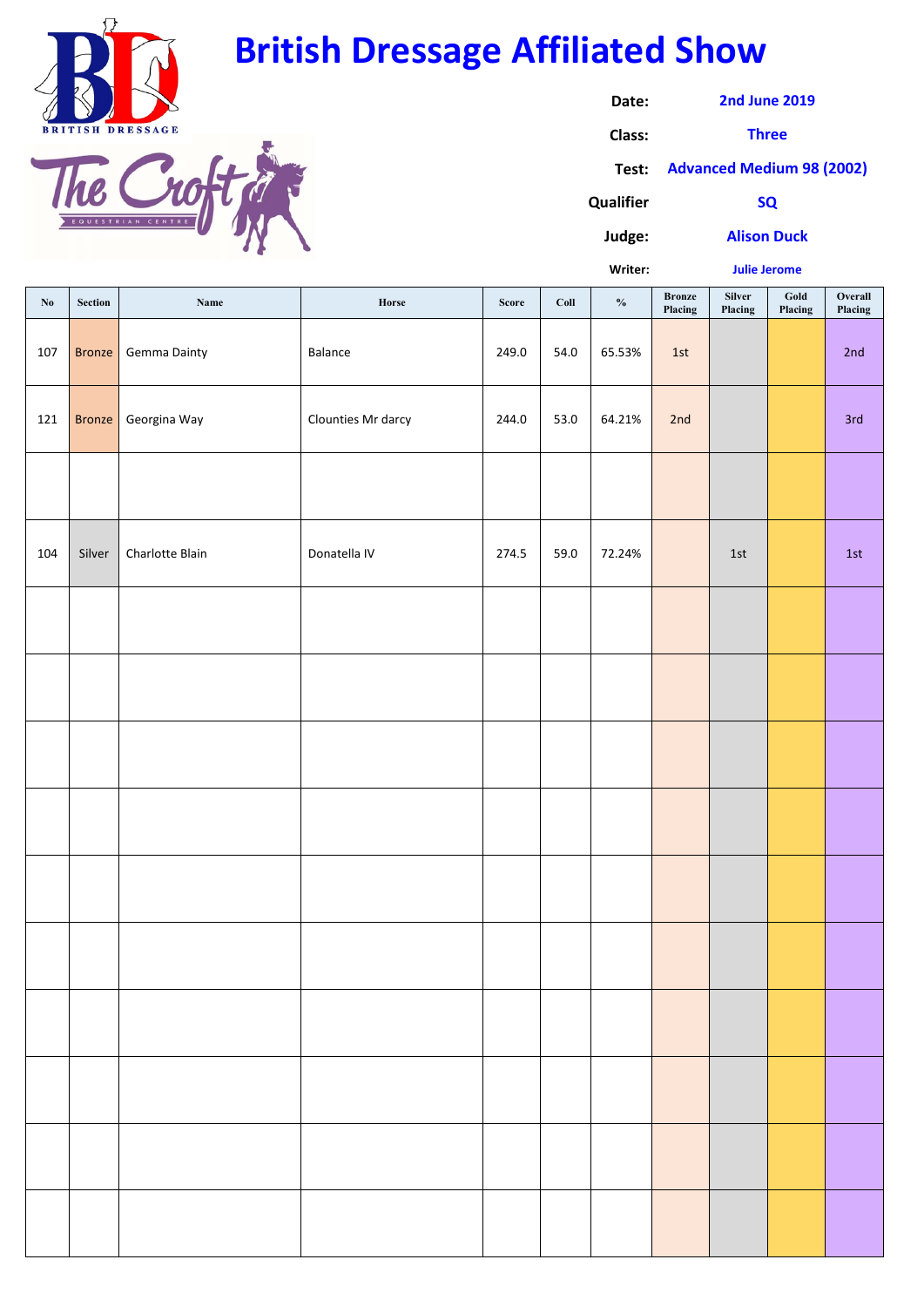# British Dressage Affiliated Show

| | |
|---|---|
| **Date:** | 2nd June 2019 |
| **Class:** | Three |
| **Test:** | Advanced Medium 98 (2002) |
| **Qualifier** | SQ |
| **Judge:** | Alison Duck |
| **Writer:** | Julie Jerome |

| No | Section | Name | Horse | Score | Coll | % | Bronze Placing | Silver Placing | Gold Placing | Overall Placing |
|---|---|---|---|---|---|---|---|---|---|---|
| 107 | Bronze | Gemma Dainty | Balance | 249.0 | 54.0 | 65.53% | 1st | | | 2nd |
| 121 | Bronze | Georgina Way | Clounties Mr darcy | 244.0 | 53.0 | 64.21% | 2nd | | | 3rd |
| | | | | | | | | | | |
| 104 | Silver | Charlotte Blain | Donatella IV | 274.5 | 59.0 | 72.24% | | 1st | | 1st |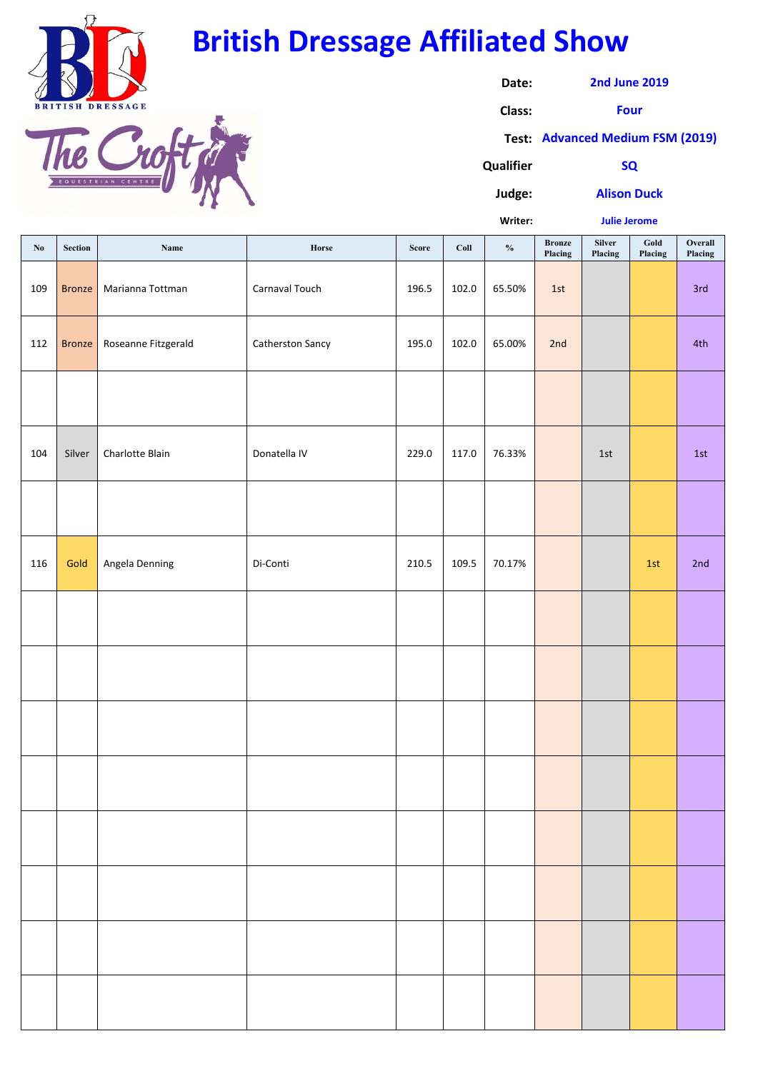# British Dressage Affiliated Show

**Date:** 2nd June 2019

**Class:** Four

**Test:** Advanced Medium FSM (2019)

**Qualifier** SQ

**Judge:** Alison Duck

**Writer:** Julie Jerome

| No | Section | Name | Horse | Score | Coll | % | Bronze Placing | Silver Placing | Gold Placing | Overall Placing |
|---|---|---|---|---|---|---|---|---|---|---|
| 109 | Bronze | Marianna Tottman | Carnaval Touch | 196.5 | 102.0 | 65.50% | 1st | | | 3rd |
| 112 | Bronze | Roseanne Fitzgerald | Catherston Sancy | 195.0 | 102.0 | 65.00% | 2nd | | | 4th |
| | | | | | | | | | | |
| 104 | Silver | Charlotte Blain | Donatella IV | 229.0 | 117.0 | 76.33% | | 1st | | 1st |
| | | | | | | | | | | |
| 116 | Gold | Angela Denning | Di-Conti | 210.5 | 109.5 | 70.17% | | | 1st | 2nd |
| | | | | | | | | | | |
| | | | | | | | | | | |
| | | | | | | | | | | |
| | | | | | | | | | | |
| | | | | | | | | | | |
| | | | | | | | | | | |
| | | | | | | | | | | |
| | | | | | | | | | | |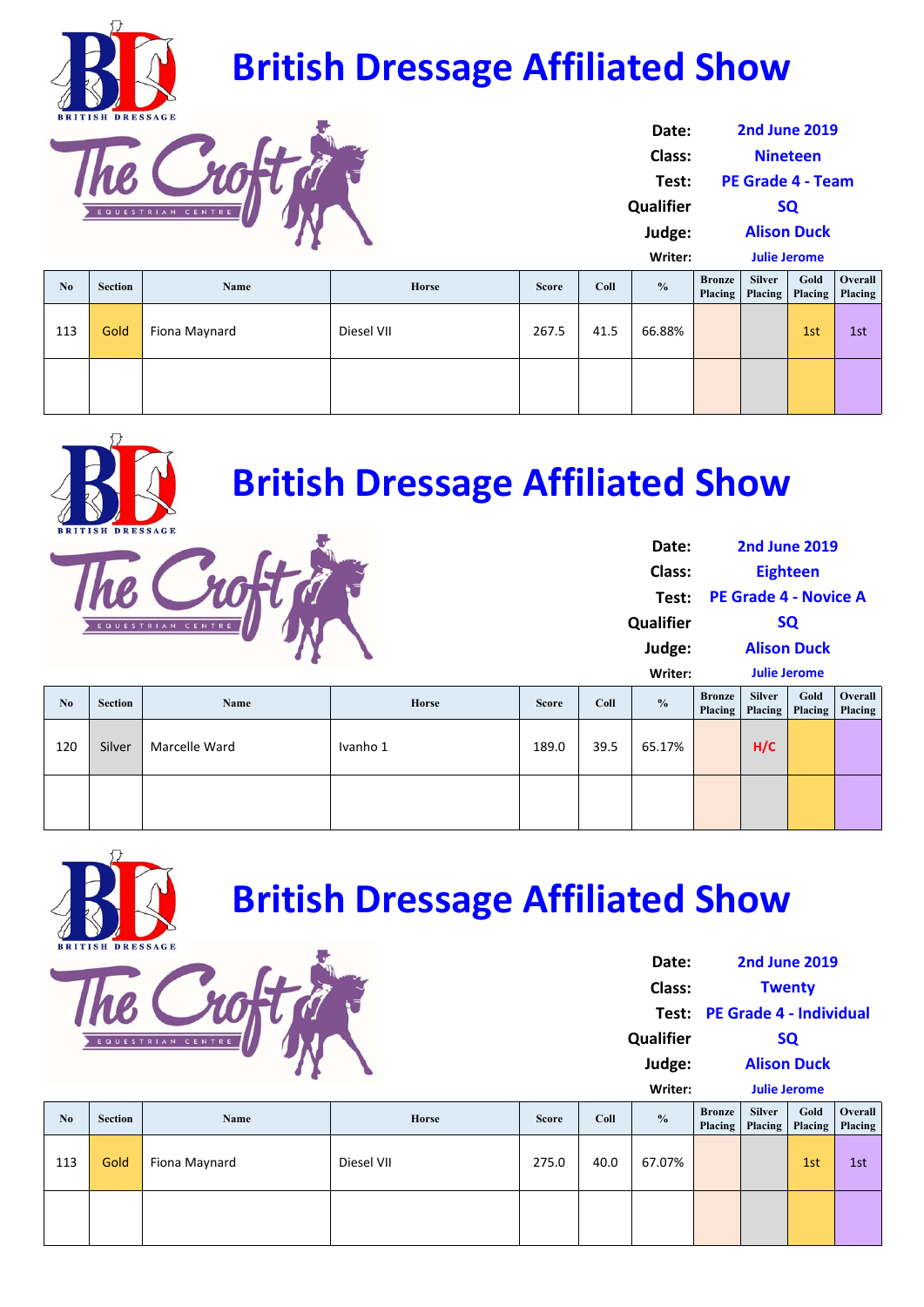# British Dressage Affiliated Show

**Date:** 2nd June 2019
**Class:** Nineteen
**Test:** PE Grade 4 - Team
**Qualifier** SQ
**Judge:** Alison Duck
**Writer:** Julie Jerome

| No | Section | Name | Horse | Score | Coll | % | Bronze Placing | Silver Placing | Gold Placing | Overall Placing |
|---|---|---|---|---|---|---|---|---|---|---|
| 113 | Gold | Fiona Maynard | Diesel VII | 267.5 | 41.5 | 66.88% | | | 1st | 1st |
| | | | | | | | | | | |

# British Dressage Affiliated Show

**Date:** 2nd June 2019
**Class:** Eighteen
**Test:** PE Grade 4 - Novice A
**Qualifier** SQ
**Judge:** Alison Duck
**Writer:** Julie Jerome

| No | Section | Name | Horse | Score | Coll | % | Bronze Placing | Silver Placing | Gold Placing | Overall Placing |
|---|---|---|---|---|---|---|---|---|---|---|
| 120 | Silver | Marcelle Ward | Ivanho 1 | 189.0 | 39.5 | 65.17% | | H/C | | |
| | | | | | | | | | | |

# British Dressage Affiliated Show

**Date:** 2nd June 2019
**Class:** Twenty
**Test:** PE Grade 4 - Individual
**Qualifier** SQ
**Judge:** Alison Duck
**Writer:** Julie Jerome

| No | Section | Name | Horse | Score | Coll | % | Bronze Placing | Silver Placing | Gold Placing | Overall Placing |
|---|---|---|---|---|---|---|---|---|---|---|
| 113 | Gold | Fiona Maynard | Diesel VII | 275.0 | 40.0 | 67.07% | | | 1st | 1st |
| | | | | | | | | | | |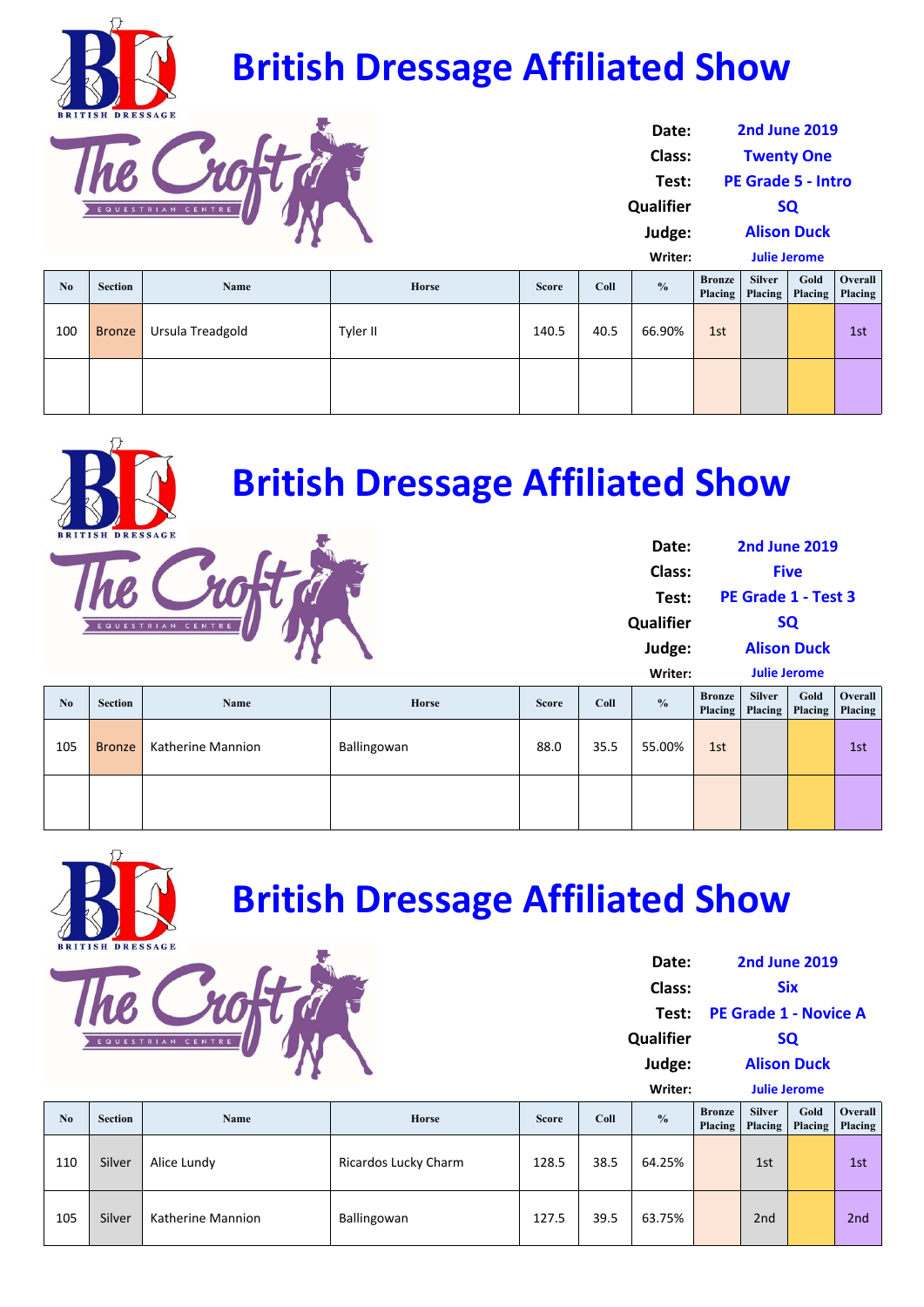# British Dressage Affiliated Show

| | |
|---|---|
| **Date:** | **2nd June 2019** |
| **Class:** | **Twenty One** |
| **Test:** | **PE Grade 5 - Intro** |
| **Qualifier** | **SQ** |
| **Judge:** | **Alison Duck** |
| **Writer:** | **Julie Jerome** |

| No | Section | Name | Horse | Score | Coll | % | Bronze Placing | Silver Placing | Gold Placing | Overall Placing |
|---|---|---|---|---|---|---|---|---|---|---|
| 100 | Bronze | Ursula Treadgold | Tyler II | 140.5 | 40.5 | 66.90% | 1st | | | 1st |
| | | | | | | | | | | |

# British Dressage Affiliated Show

| | |
|---|---|
| **Date:** | **2nd June 2019** |
| **Class:** | **Five** |
| **Test:** | **PE Grade 1 - Test 3** |
| **Qualifier** | **SQ** |
| **Judge:** | **Alison Duck** |
| **Writer:** | **Julie Jerome** |

| No | Section | Name | Horse | Score | Coll | % | Bronze Placing | Silver Placing | Gold Placing | Overall Placing |
|---|---|---|---|---|---|---|---|---|---|---|
| 105 | Bronze | Katherine Mannion | Ballingowan | 88.0 | 35.5 | 55.00% | 1st | | | 1st |
| | | | | | | | | | | |

# British Dressage Affiliated Show

| | |
|---|---|
| **Date:** | **2nd June 2019** |
| **Class:** | **Six** |
| **Test:** | **PE Grade 1 - Novice A** |
| **Qualifier** | **SQ** |
| **Judge:** | **Alison Duck** |
| **Writer:** | **Julie Jerome** |

| No | Section | Name | Horse | Score | Coll | % | Bronze Placing | Silver Placing | Gold Placing | Overall Placing |
|---|---|---|---|---|---|---|---|---|---|---|
| 110 | Silver | Alice Lundy | Ricardos Lucky Charm | 128.5 | 38.5 | 64.25% | | 1st | | 1st |
| 105 | Silver | Katherine Mannion | Ballingowan | 127.5 | 39.5 | 63.75% | | 2nd | | 2nd |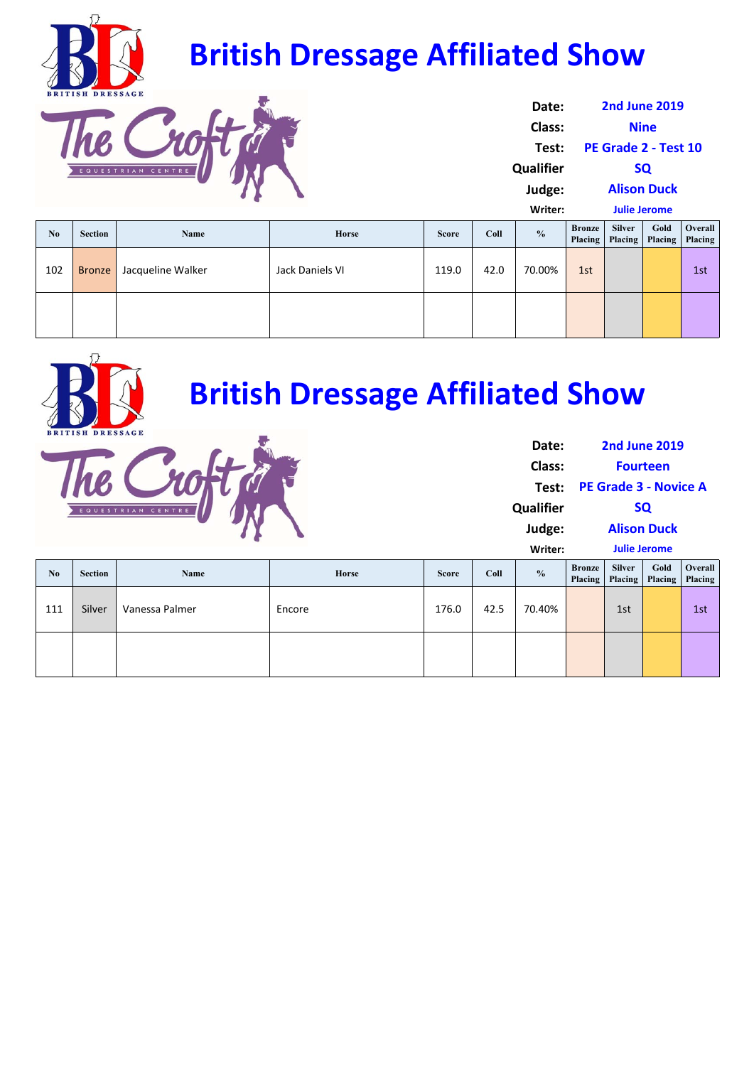BRITISH DRESSAGE

The Croft EQUESTRIAN CENTRE

# British Dressage Affiliated Show

**Date:** 2nd June 2019
**Class:** Nine
**Test:** PE Grade 2 - Test 10
**Qualifier** SQ
**Judge:** Alison Duck
**Writer:** Julie Jerome

| No | Section | Name | Horse | Score | Coll | % | Bronze Placing | Silver Placing | Gold Placing | Overall Placing |
|---|---|---|---|---|---|---|---|---|---|---|
| 102 | Bronze | Jacqueline Walker | Jack Daniels VI | 119.0 | 42.0 | 70.00% | 1st | | | 1st |
| | | | | | | | | | | |

BRITISH DRESSAGE

The Croft EQUESTRIAN CENTRE

# British Dressage Affiliated Show

**Date:** 2nd June 2019
**Class:** Fourteen
**Test:** PE Grade 3 - Novice A
**Qualifier** SQ
**Judge:** Alison Duck
**Writer:** Julie Jerome

| No | Section | Name | Horse | Score | Coll | % | Bronze Placing | Silver Placing | Gold Placing | Overall Placing |
|---|---|---|---|---|---|---|---|---|---|---|
| 111 | Silver | Vanessa Palmer | Encore | 176.0 | 42.5 | 70.40% | | 1st | | 1st |
| | | | | | | | | | | |